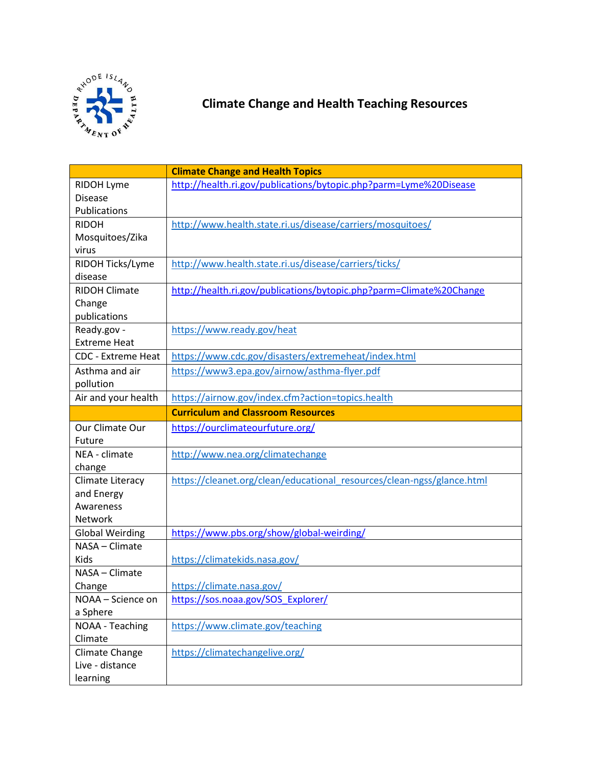# Climate Change and Health Teaching Resources

| | Climate Change and Health Topics |
|---|---|
| RIDOH Lyme Disease Publications | http://health.ri.gov/publications/bytopic.php?parm=Lyme%20Disease |
| RIDOH Mosquitoes/Zika virus | http://www.health.state.ri.us/disease/carriers/mosquitoes/ |
| RIDOH Ticks/Lyme disease | http://www.health.state.ri.us/disease/carriers/ticks/ |
| RIDOH Climate Change publications | http://health.ri.gov/publications/bytopic.php?parm=Climate%20Change |
| Ready.gov - Extreme Heat | https://www.ready.gov/heat |
| CDC - Extreme Heat | https://www.cdc.gov/disasters/extremeheat/index.html |
| Asthma and air pollution | https://www3.epa.gov/airnow/asthma-flyer.pdf |
| Air and your health | https://airnow.gov/index.cfm?action=topics.health |
| | **Curriculum and Classroom Resources** |
| Our Climate Our Future | https://ourclimateourfuture.org/ |
| NEA - climate change | http://www.nea.org/climatechange |
| Climate Literacy and Energy Awareness Network | https://cleanet.org/clean/educational_resources/clean-ngss/glance.html |
| Global Weirding | https://www.pbs.org/show/global-weirding/ |
| NASA – Climate Kids | https://climatekids.nasa.gov/ |
| NASA – Climate Change | https://climate.nasa.gov/ |
| NOAA – Science on a Sphere | https://sos.noaa.gov/SOS_Explorer/ |
| NOAA - Teaching Climate | https://www.climate.gov/teaching |
| Climate Change Live - distance learning | https://climatechangelive.org/ |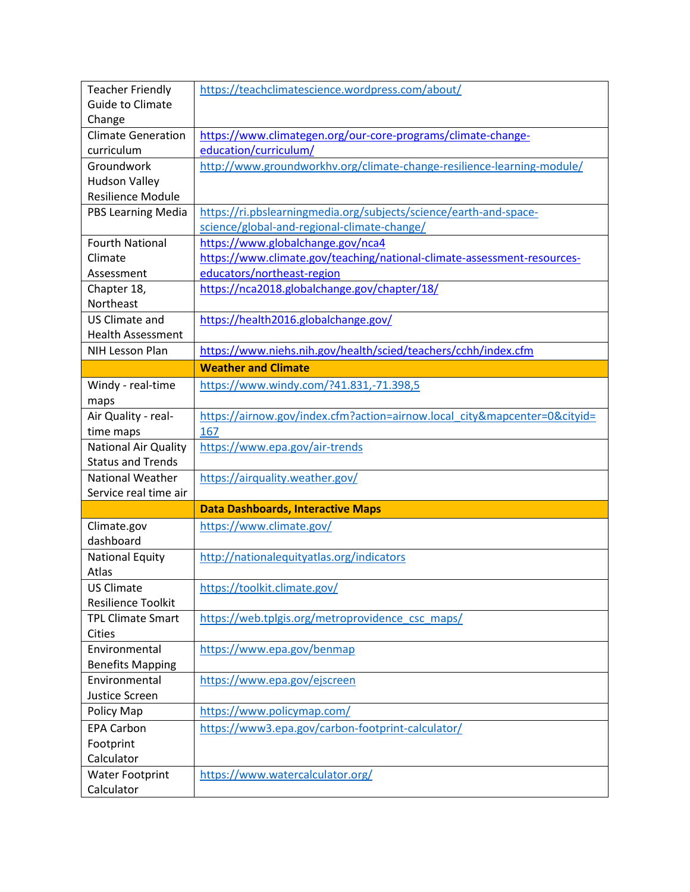| | |
|---|---|
| Teacher Friendly Guide to Climate Change | https://teachclimatescience.wordpress.com/about/ |
| Climate Generation curriculum | https://www.climategen.org/our-core-programs/climate-change-education/curriculum/ |
| Groundwork Hudson Valley Resilience Module | http://www.groundworkhv.org/climate-change-resilience-learning-module/ |
| PBS Learning Media | https://ri.pbslearningmedia.org/subjects/science/earth-and-space-science/global-and-regional-climate-change/ |
| Fourth National Climate Assessment | https://www.globalchange.gov/nca4 https://www.climate.gov/teaching/national-climate-assessment-resources-educators/northeast-region |
| Chapter 18, Northeast | https://nca2018.globalchange.gov/chapter/18/ |
| US Climate and Health Assessment | https://health2016.globalchange.gov/ |
| NIH Lesson Plan | https://www.niehs.nih.gov/health/scied/teachers/cchh/index.cfm |
| | **Weather and Climate** |
| Windy - real-time maps | https://www.windy.com/?41.831,-71.398,5 |
| Air Quality - real-time maps | https://airnow.gov/index.cfm?action=airnow.local_city&mapcenter=0&cityid=167 |
| National Air Quality Status and Trends | https://www.epa.gov/air-trends |
| National Weather Service real time air | https://airquality.weather.gov/ |
| | **Data Dashboards, Interactive Maps** |
| Climate.gov dashboard | https://www.climate.gov/ |
| National Equity Atlas | http://nationalequityatlas.org/indicators |
| US Climate Resilience Toolkit | https://toolkit.climate.gov/ |
| TPL Climate Smart Cities | https://web.tplgis.org/metroprovidence_csc_maps/ |
| Environmental Benefits Mapping | https://www.epa.gov/benmap |
| Environmental Justice Screen | https://www.epa.gov/ejscreen |
| Policy Map | https://www.policymap.com/ |
| EPA Carbon Footprint Calculator | https://www3.epa.gov/carbon-footprint-calculator/ |
| Water Footprint Calculator | https://www.watercalculator.org/ |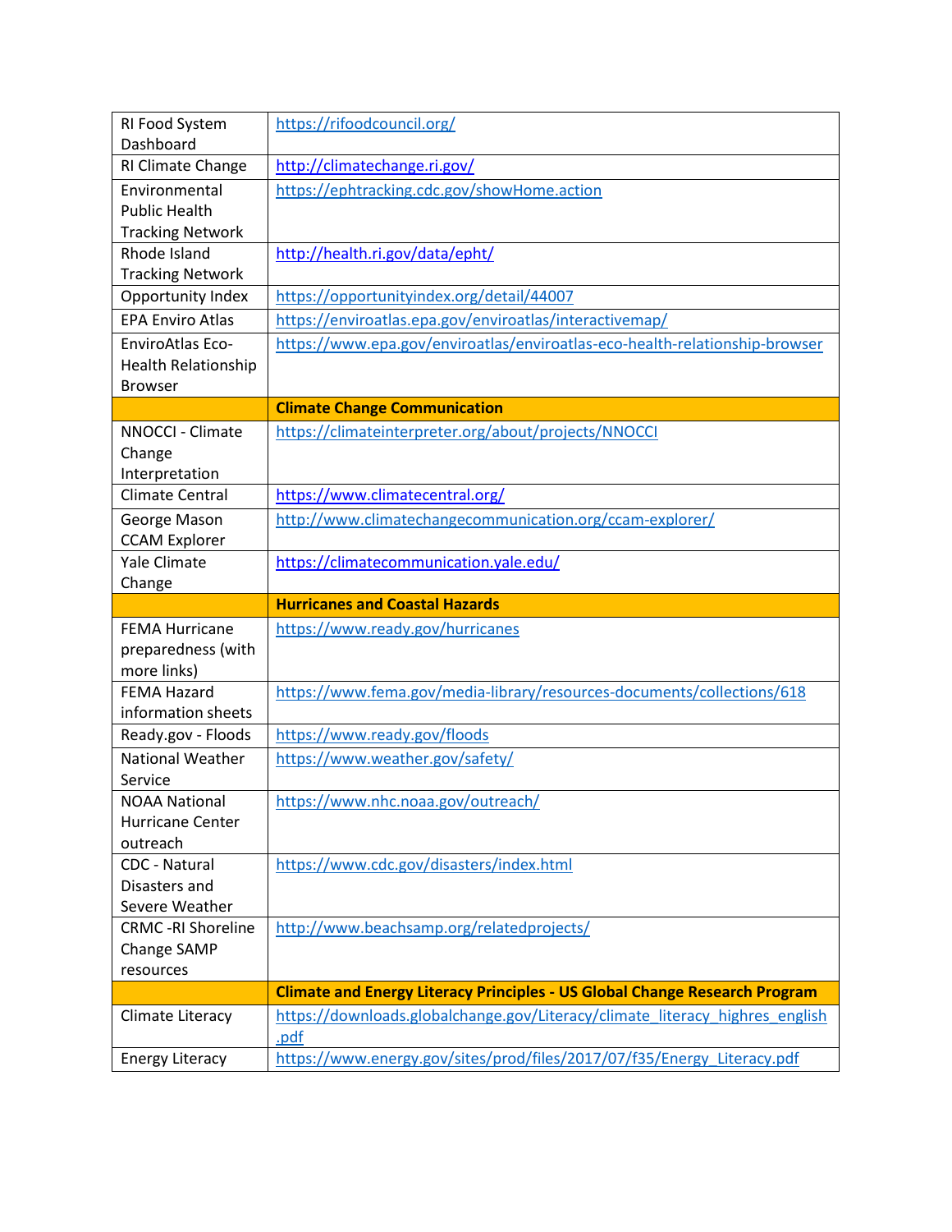| | |
|---|---|
| RI Food System Dashboard | https://rifoodcouncil.org/ |
| RI Climate Change | http://climatechange.ri.gov/ |
| Environmental Public Health Tracking Network | https://ephtracking.cdc.gov/showHome.action |
| Rhode Island Tracking Network | http://health.ri.gov/data/epht/ |
| Opportunity Index | https://opportunityindex.org/detail/44007 |
| EPA Enviro Atlas | https://enviroatlas.epa.gov/enviroatlas/interactivemap/ |
| EnviroAtlas Eco-Health Relationship Browser | https://www.epa.gov/enviroatlas/enviroatlas-eco-health-relationship-browser |
| | **Climate Change Communication** |
| NNOCCI - Climate Change Interpretation | https://climateinterpreter.org/about/projects/NNOCCI |
| Climate Central | https://www.climatecentral.org/ |
| George Mason CCAM Explorer | http://www.climatechangecommunication.org/ccam-explorer/ |
| Yale Climate Change | https://climatecommunication.yale.edu/ |
| | **Hurricanes and Coastal Hazards** |
| FEMA Hurricane preparedness (with more links) | https://www.ready.gov/hurricanes |
| FEMA Hazard information sheets | https://www.fema.gov/media-library/resources-documents/collections/618 |
| Ready.gov - Floods | https://www.ready.gov/floods |
| National Weather Service | https://www.weather.gov/safety/ |
| NOAA National Hurricane Center outreach | https://www.nhc.noaa.gov/outreach/ |
| CDC - Natural Disasters and Severe Weather | https://www.cdc.gov/disasters/index.html |
| CRMC -RI Shoreline Change SAMP resources | http://www.beachsamp.org/relatedprojects/ |
| | **Climate and Energy Literacy Principles - US Global Change Research Program** |
| Climate Literacy | https://downloads.globalchange.gov/Literacy/climate_literacy_highres_english.pdf |
| Energy Literacy | https://www.energy.gov/sites/prod/files/2017/07/f35/Energy_Literacy.pdf |